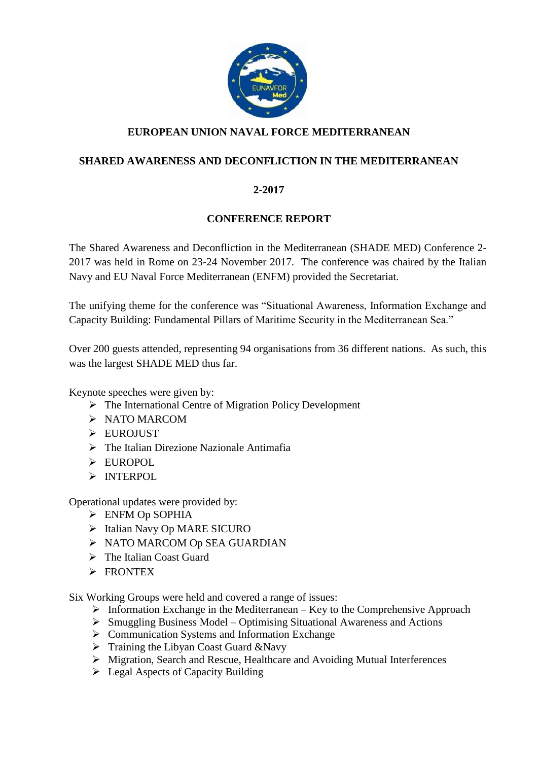# EUROPEAN UNION NAVAL FORCE MEDITERRANEAN

## SHARED AWARENESS AND DECONFLICTION IN THE MEDITERRANEAN

## 2-2017

## CONFERENCE REPORT

The Shared Awareness and Deconfliction in the Mediterranean (SHADE MED) Conference 2-2017 was held in Rome on 23-24 November 2017. The conference was chaired by the Italian Navy and EU Naval Force Mediterranean (ENFM) provided the Secretariat.

The unifying theme for the conference was "Situational Awareness, Information Exchange and Capacity Building: Fundamental Pillars of Maritime Security in the Mediterranean Sea."

Over 200 guests attended, representing 94 organisations from 36 different nations. As such, this was the largest SHADE MED thus far.

Keynote speeches were given by:

- The International Centre of Migration Policy Development
- NATO MARCOM
- EUROJUST
- The Italian Direzione Nazionale Antimafia
- EUROPOL
- INTERPOL

Operational updates were provided by:

- ENFM Op SOPHIA
- Italian Navy Op MARE SICURO
- NATO MARCOM Op SEA GUARDIAN
- The Italian Coast Guard
- FRONTEX

Six Working Groups were held and covered a range of issues:

- Information Exchange in the Mediterranean – Key to the Comprehensive Approach
- Smuggling Business Model – Optimising Situational Awareness and Actions
- Communication Systems and Information Exchange
- Training the Libyan Coast Guard &Navy
- Migration, Search and Rescue, Healthcare and Avoiding Mutual Interferences
- Legal Aspects of Capacity Building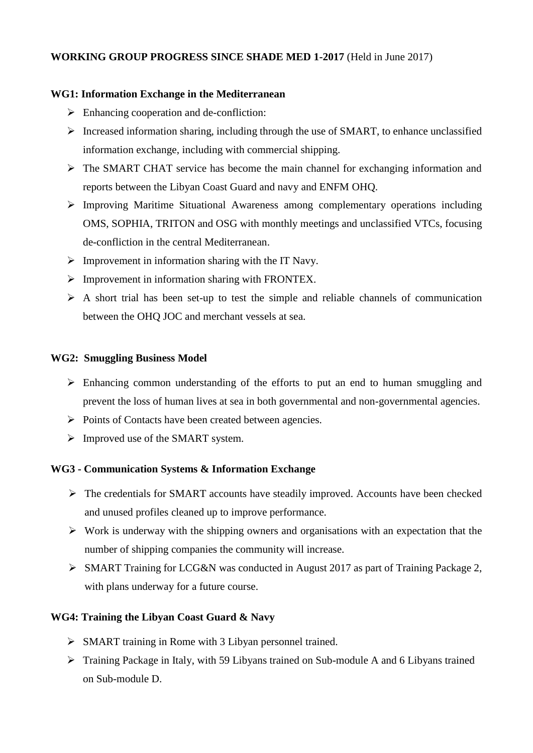**WORKING GROUP PROGRESS SINCE SHADE MED 1-2017** (Held in June 2017)

**WG1: Information Exchange in the Mediterranean**

- Enhancing cooperation and de-confliction:
- Increased information sharing, including through the use of SMART, to enhance unclassified information exchange, including with commercial shipping.
- The SMART CHAT service has become the main channel for exchanging information and reports between the Libyan Coast Guard and navy and ENFM OHQ.
- Improving Maritime Situational Awareness among complementary operations including OMS, SOPHIA, TRITON and OSG with monthly meetings and unclassified VTCs, focusing de-confliction in the central Mediterranean.
- Improvement in information sharing with the IT Navy.
- Improvement in information sharing with FRONTEX.
- A short trial has been set-up to test the simple and reliable channels of communication between the OHQ JOC and merchant vessels at sea.

**WG2: Smuggling Business Model**

- Enhancing common understanding of the efforts to put an end to human smuggling and prevent the loss of human lives at sea in both governmental and non-governmental agencies.
- Points of Contacts have been created between agencies.
- Improved use of the SMART system.

**WG3 - Communication Systems & Information Exchange**

- The credentials for SMART accounts have steadily improved. Accounts have been checked and unused profiles cleaned up to improve performance.
- Work is underway with the shipping owners and organisations with an expectation that the number of shipping companies the community will increase.
- SMART Training for LCG&N was conducted in August 2017 as part of Training Package 2, with plans underway for a future course.

**WG4: Training the Libyan Coast Guard & Navy**

- SMART training in Rome with 3 Libyan personnel trained.
- Training Package in Italy, with 59 Libyans trained on Sub-module A and 6 Libyans trained on Sub-module D.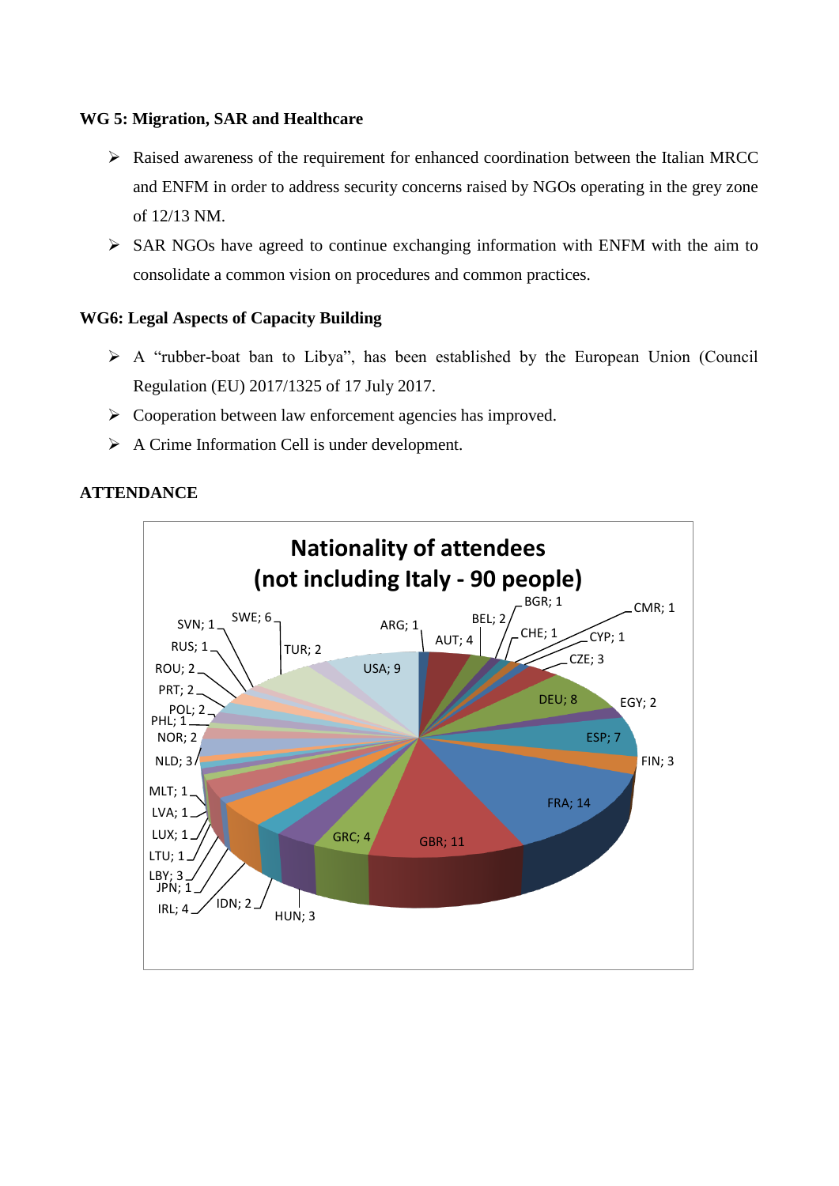**WG 5: Migration, SAR and Healthcare**

- Raised awareness of the requirement for enhanced coordination between the Italian MRCC and ENFM in order to address security concerns raised by NGOs operating in the grey zone of 12/13 NM.
- SAR NGOs have agreed to continue exchanging information with ENFM with the aim to consolidate a common vision on procedures and common practices.

**WG6: Legal Aspects of Capacity Building**

- A "rubber-boat ban to Libya", has been established by the European Union (Council Regulation (EU) 2017/1325 of 17 July 2017.
- Cooperation between law enforcement agencies has improved.
- A Crime Information Cell is under development.

**ATTENDANCE**

**Nationality of attendees (not including Italy - 90 people)**

| Nationality | Attendees |
|---|---|
| ARG | 1 |
| AUT | 4 |
| BEL | 2 |
| BGR | 1 |
| CHE | 1 |
| CMR | 1 |
| CYP | 1 |
| CZE | 3 |
| DEU | 8 |
| EGY | 2 |
| ESP | 7 |
| FIN | 3 |
| FRA | 14 |
| GBR | 11 |
| GRC | 4 |
| HUN | 3 |
| IDN | 2 |
| IRL | 4 |
| JPN | 1 |
| LBY | 3 |
| LTU | 1 |
| LUX | 1 |
| LVA | 1 |
| MLT | 1 |
| NLD | 3 |
| NOR | 2 |
| PHL | 1 |
| POL | 2 |
| PRT | 2 |
| ROU | 2 |
| RUS | 1 |
| SVN | 1 |
| SWE | 6 |
| TUR | 2 |
| USA | 9 |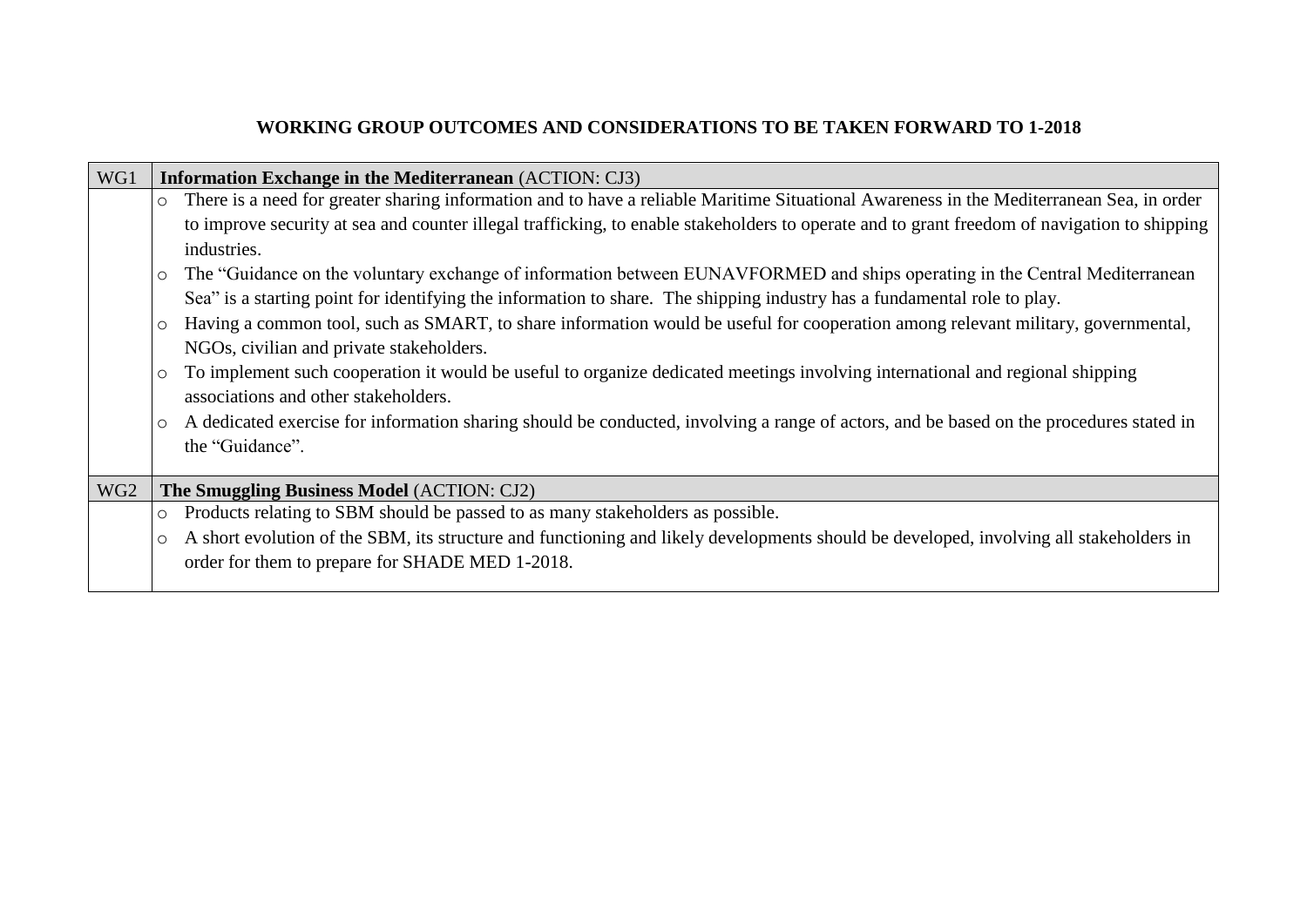## WORKING GROUP OUTCOMES AND CONSIDERATIONS TO BE TAKEN FORWARD TO 1-2018

| WG1 | **Information Exchange in the Mediterranean** (ACTION: CJ3) |
|---|---|
| | ○ There is a need for greater sharing information and to have a reliable Maritime Situational Awareness in the Mediterranean Sea, in order to improve security at sea and counter illegal trafficking, to enable stakeholders to operate and to grant freedom of navigation to shipping industries.<br>○ The "Guidance on the voluntary exchange of information between EUNAVFORMED and ships operating in the Central Mediterranean Sea" is a starting point for identifying the information to share. The shipping industry has a fundamental role to play.<br>○ Having a common tool, such as SMART, to share information would be useful for cooperation among relevant military, governmental, NGOs, civilian and private stakeholders.<br>○ To implement such cooperation it would be useful to organize dedicated meetings involving international and regional shipping associations and other stakeholders.<br>○ A dedicated exercise for information sharing should be conducted, involving a range of actors, and be based on the procedures stated in the "Guidance". |
| WG2 | **The Smuggling Business Model** (ACTION: CJ2) |
| | ○ Products relating to SBM should be passed to as many stakeholders as possible.<br>○ A short evolution of the SBM, its structure and functioning and likely developments should be developed, involving all stakeholders in order for them to prepare for SHADE MED 1-2018. |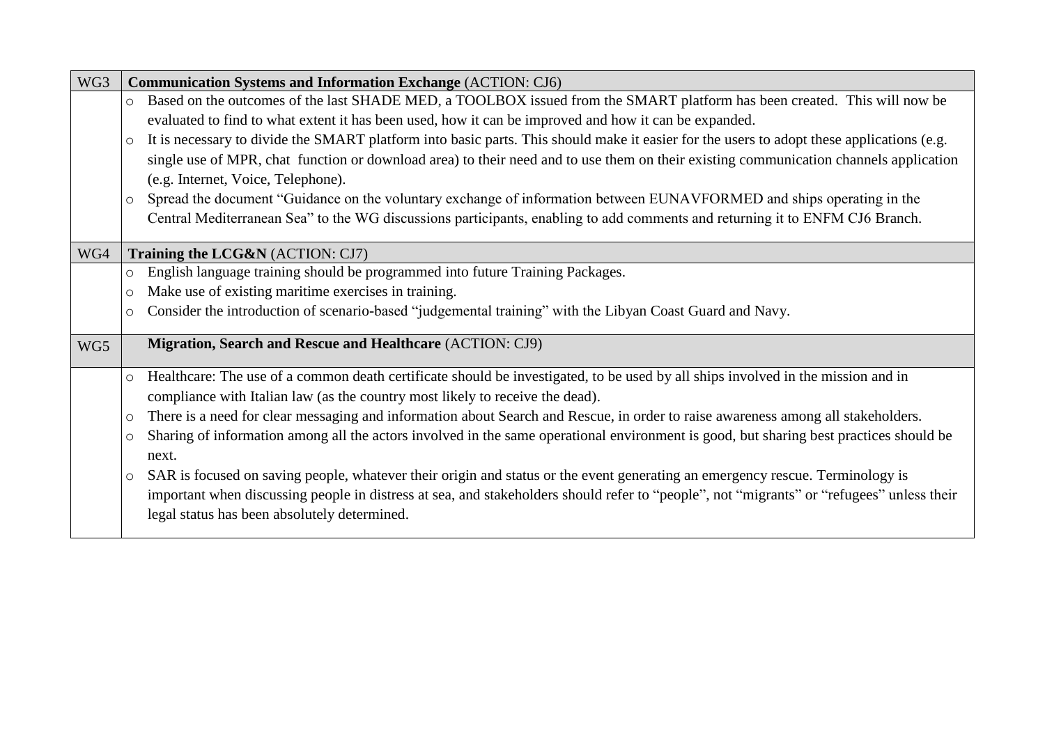| WG3 | **Communication Systems and Information Exchange** (ACTION: CJ6) |
|---|---|
| | ○ Based on the outcomes of the last SHADE MED, a TOOLBOX issued from the SMART platform has been created. This will now be evaluated to find to what extent it has been used, how it can be improved and how it can be expanded.<br>○ It is necessary to divide the SMART platform into basic parts. This should make it easier for the users to adopt these applications (e.g. single use of MPR, chat function or download area) to their need and to use them on their existing communication channels application (e.g. Internet, Voice, Telephone).<br>○ Spread the document "Guidance on the voluntary exchange of information between EUNAVFORMED and ships operating in the Central Mediterranean Sea" to the WG discussions participants, enabling to add comments and returning it to ENFM CJ6 Branch. |
| WG4 | **Training the LCG&N** (ACTION: CJ7) |
| | ○ English language training should be programmed into future Training Packages.<br>○ Make use of existing maritime exercises in training.<br>○ Consider the introduction of scenario-based "judgemental training" with the Libyan Coast Guard and Navy. |
| WG5 | **Migration, Search and Rescue and Healthcare** (ACTION: CJ9) |
| | ○ Healthcare: The use of a common death certificate should be investigated, to be used by all ships involved in the mission and in compliance with Italian law (as the country most likely to receive the dead).<br>○ There is a need for clear messaging and information about Search and Rescue, in order to raise awareness among all stakeholders.<br>○ Sharing of information among all the actors involved in the same operational environment is good, but sharing best practices should be next.<br>○ SAR is focused on saving people, whatever their origin and status or the event generating an emergency rescue. Terminology is important when discussing people in distress at sea, and stakeholders should refer to "people", not "migrants" or "refugees" unless their legal status has been absolutely determined. |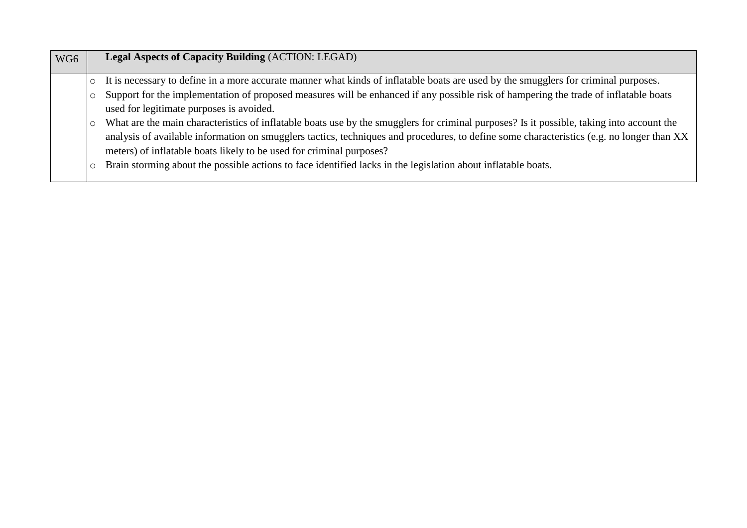| WG6 | **Legal Aspects of Capacity Building** (ACTION: LEGAD) |
| --- | --- |
| | ○ It is necessary to define in a more accurate manner what kinds of inflatable boats are used by the smugglers for criminal purposes.<br>○ Support for the implementation of proposed measures will be enhanced if any possible risk of hampering the trade of inflatable boats used for legitimate purposes is avoided.<br>○ What are the main characteristics of inflatable boats use by the smugglers for criminal purposes? Is it possible, taking into account the analysis of available information on smugglers tactics, techniques and procedures, to define some characteristics (e.g. no longer than XX meters) of inflatable boats likely to be used for criminal purposes?<br>○ Brain storming about the possible actions to face identified lacks in the legislation about inflatable boats. |